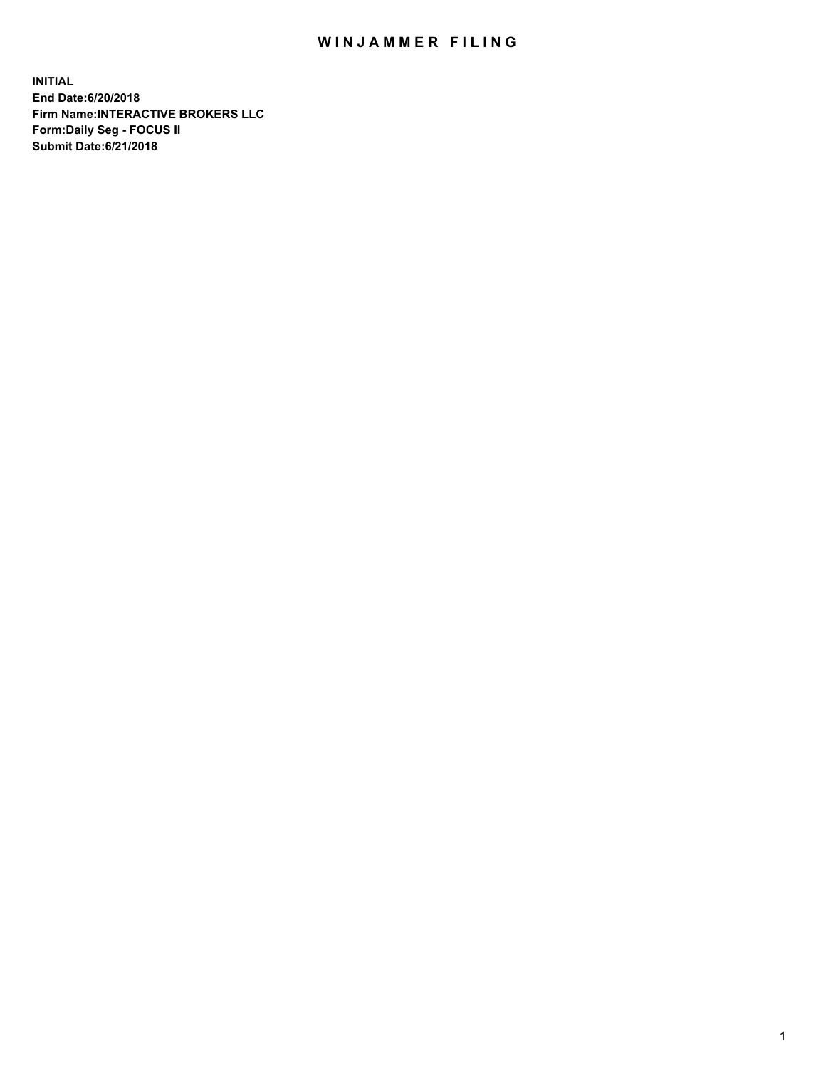# WINJAMMER FILING

**INITIAL**
**End Date:6/20/2018**
**Firm Name:INTERACTIVE BROKERS LLC**
**Form:Daily Seg - FOCUS II**
**Submit Date:6/21/2018**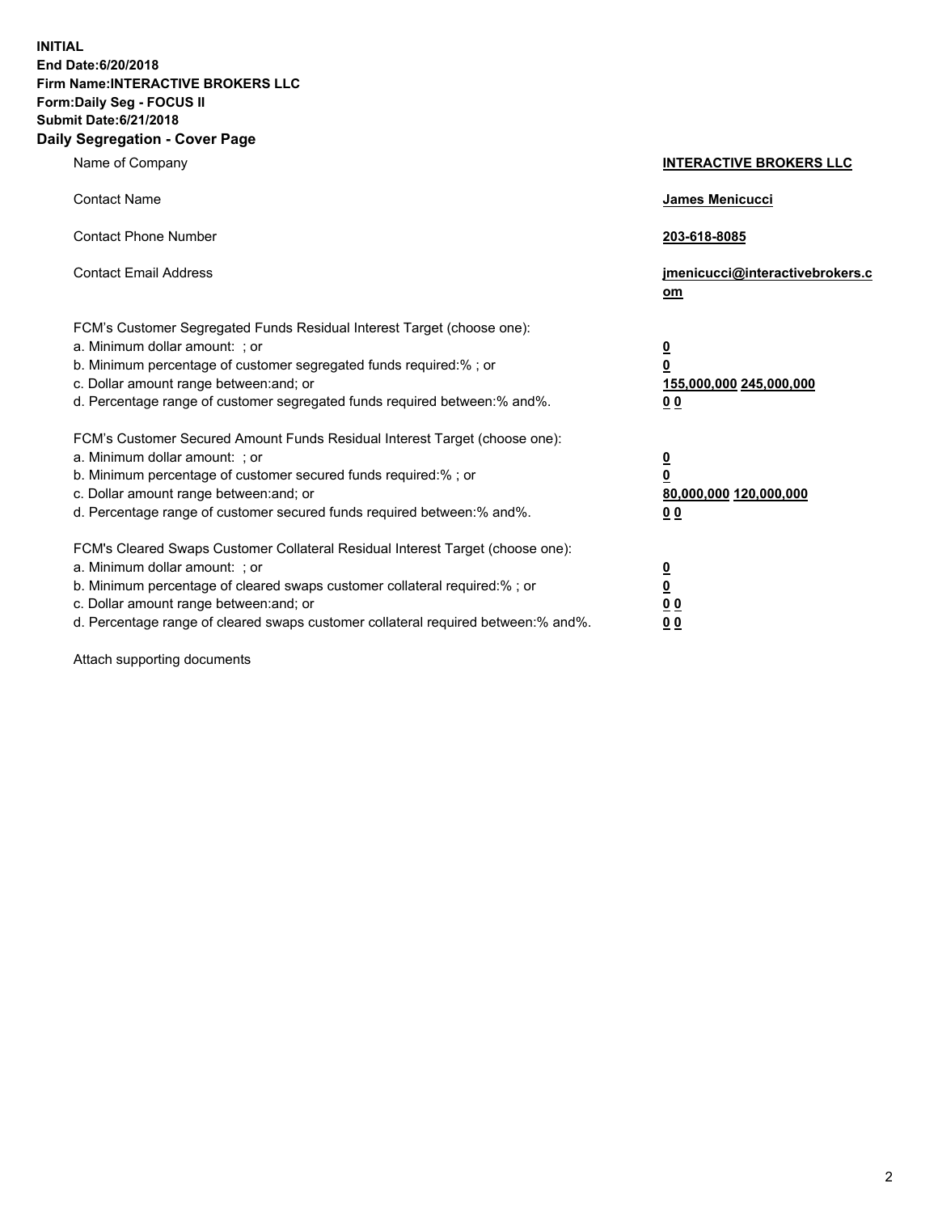**INITIAL**
**End Date:6/20/2018**
**Firm Name:INTERACTIVE BROKERS LLC**
**Form:Daily Seg - FOCUS II**
**Submit Date:6/21/2018**

## Daily Segregation - Cover Page

| | |
|---|---|
| Name of Company | **INTERACTIVE BROKERS LLC** |
| Contact Name | **James Menicucci** |
| Contact Phone Number | **203-618-8085** |
| Contact Email Address | **jmenicucci@interactivebrokers.com** |

FCM's Customer Segregated Funds Residual Interest Target (choose one):

| | |
|---|---|
| a. Minimum dollar amount: ; or | **0** |
| b. Minimum percentage of customer segregated funds required:% ; or | **0** |
| c. Dollar amount range between:and; or | **155,000,000 245,000,000** |
| d. Percentage range of customer segregated funds required between:% and%. | **0 0** |

FCM's Customer Secured Amount Funds Residual Interest Target (choose one):

| | |
|---|---|
| a. Minimum dollar amount: ; or | **0** |
| b. Minimum percentage of customer secured funds required:% ; or | **0** |
| c. Dollar amount range between:and; or | **80,000,000 120,000,000** |
| d. Percentage range of customer secured funds required between:% and%. | **0 0** |

FCM's Cleared Swaps Customer Collateral Residual Interest Target (choose one):

| | |
|---|---|
| a. Minimum dollar amount: ; or | **0** |
| b. Minimum percentage of cleared swaps customer collateral required:% ; or | **0** |
| c. Dollar amount range between:and; or | **0 0** |
| d. Percentage range of cleared swaps customer collateral required between:% and%. | **0 0** |

Attach supporting documents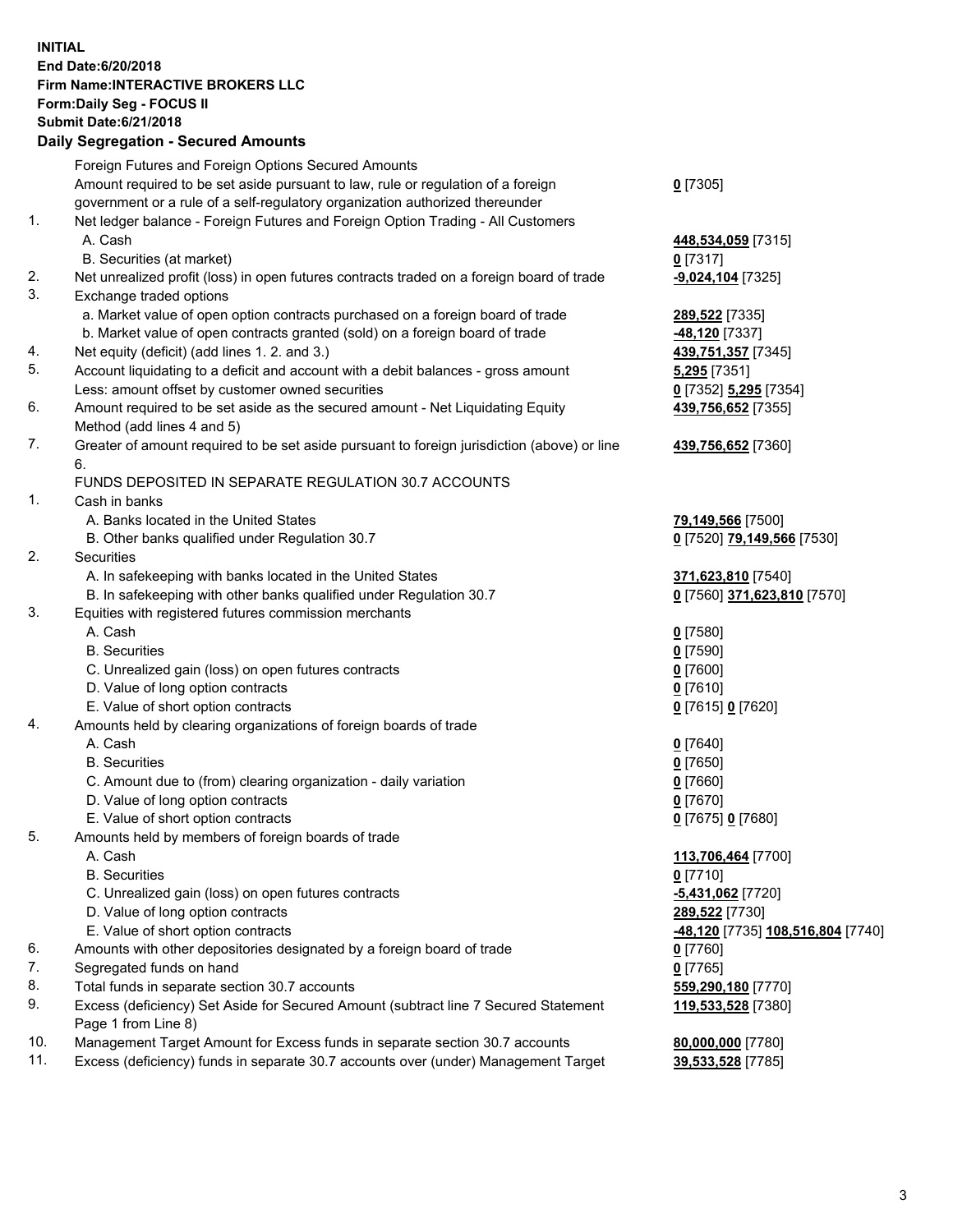**INITIAL**
**End Date:6/20/2018**
**Firm Name:INTERACTIVE BROKERS LLC**
**Form:Daily Seg - FOCUS II**
**Submit Date:6/21/2018**
**Daily Segregation - Secured Amounts**

| | | |
|---|---|---|
| | Foreign Futures and Foreign Options Secured Amounts | |
| | Amount required to be set aside pursuant to law, rule or regulation of a foreign government or a rule of a self-regulatory organization authorized thereunder | **0** [7305] |
| 1. | Net ledger balance - Foreign Futures and Foreign Option Trading - All Customers | |
| | A. Cash | **448,534,059** [7315] |
| | B. Securities (at market) | **0** [7317] |
| 2. | Net unrealized profit (loss) in open futures contracts traded on a foreign board of trade | **-9,024,104** [7325] |
| 3. | Exchange traded options | |
| | a. Market value of open option contracts purchased on a foreign board of trade | **289,522** [7335] |
| | b. Market value of open contracts granted (sold) on a foreign board of trade | **-48,120** [7337] |
| 4. | Net equity (deficit) (add lines 1. 2. and 3.) | **439,751,357** [7345] |
| 5. | Account liquidating to a deficit and account with a debit balances - gross amount | **5,295** [7351] |
| | Less: amount offset by customer owned securities | **0** [7352] **5,295** [7354] |
| 6. | Amount required to be set aside as the secured amount - Net Liquidating Equity Method (add lines 4 and 5) | **439,756,652** [7355] |
| 7. | Greater of amount required to be set aside pursuant to foreign jurisdiction (above) or line 6. | **439,756,652** [7360] |
| | FUNDS DEPOSITED IN SEPARATE REGULATION 30.7 ACCOUNTS | |
| 1. | Cash in banks | |
| | A. Banks located in the United States | **79,149,566** [7500] |
| | B. Other banks qualified under Regulation 30.7 | **0** [7520] **79,149,566** [7530] |
| 2. | Securities | |
| | A. In safekeeping with banks located in the United States | **371,623,810** [7540] |
| | B. In safekeeping with other banks qualified under Regulation 30.7 | **0** [7560] **371,623,810** [7570] |
| 3. | Equities with registered futures commission merchants | |
| | A. Cash | **0** [7580] |
| | B. Securities | **0** [7590] |
| | C. Unrealized gain (loss) on open futures contracts | **0** [7600] |
| | D. Value of long option contracts | **0** [7610] |
| | E. Value of short option contracts | **0** [7615] **0** [7620] |
| 4. | Amounts held by clearing organizations of foreign boards of trade | |
| | A. Cash | **0** [7640] |
| | B. Securities | **0** [7650] |
| | C. Amount due to (from) clearing organization - daily variation | **0** [7660] |
| | D. Value of long option contracts | **0** [7670] |
| | E. Value of short option contracts | **0** [7675] **0** [7680] |
| 5. | Amounts held by members of foreign boards of trade | |
| | A. Cash | **113,706,464** [7700] |
| | B. Securities | **0** [7710] |
| | C. Unrealized gain (loss) on open futures contracts | **-5,431,062** [7720] |
| | D. Value of long option contracts | **289,522** [7730] |
| | E. Value of short option contracts | **-48,120** [7735] **108,516,804** [7740] |
| 6. | Amounts with other depositories designated by a foreign board of trade | **0** [7760] |
| 7. | Segregated funds on hand | **0** [7765] |
| 8. | Total funds in separate section 30.7 accounts | **559,290,180** [7770] |
| 9. | Excess (deficiency) Set Aside for Secured Amount (subtract line 7 Secured Statement Page 1 from Line 8) | **119,533,528** [7380] |
| 10. | Management Target Amount for Excess funds in separate section 30.7 accounts | **80,000,000** [7780] |
| 11. | Excess (deficiency) funds in separate 30.7 accounts over (under) Management Target | **39,533,528** [7785] |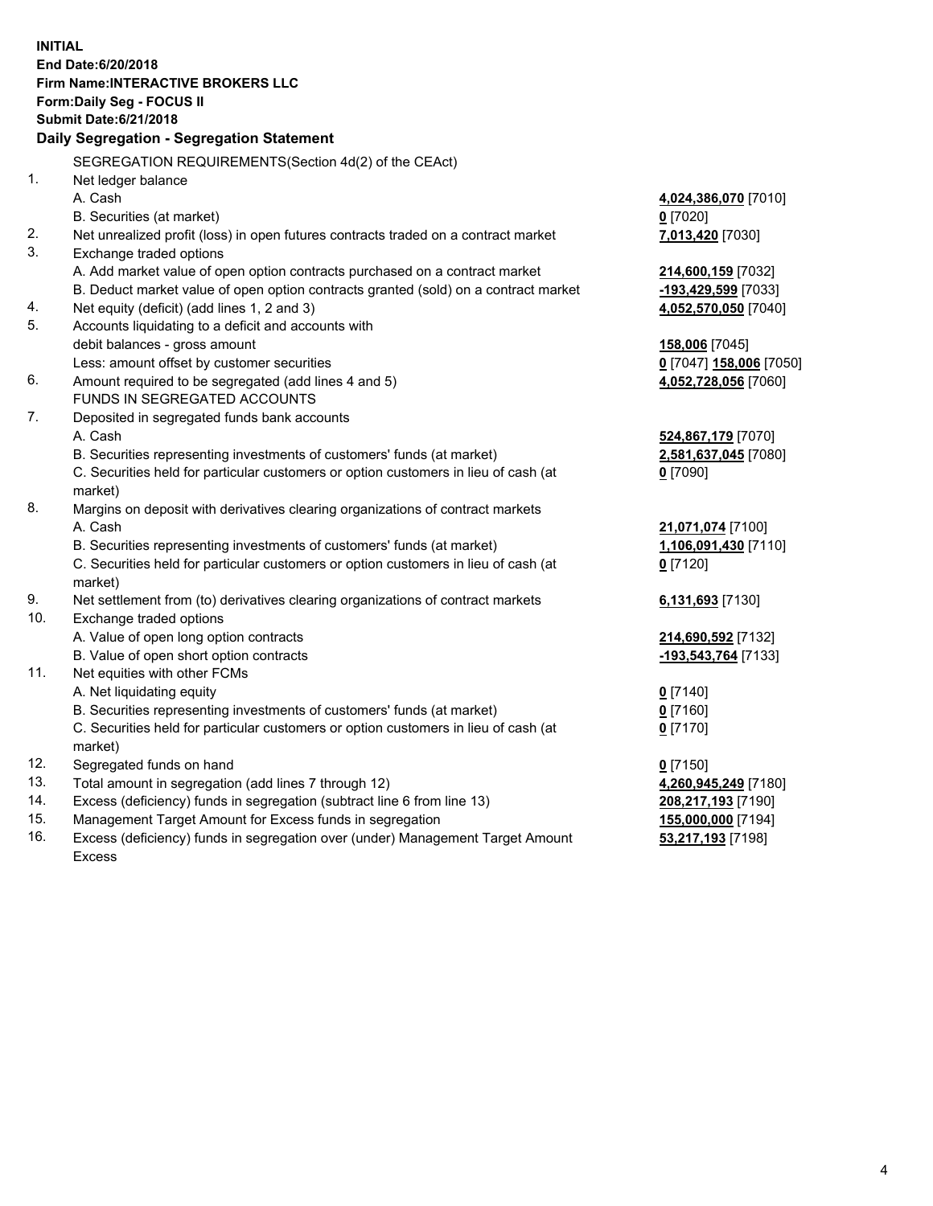**INITIAL**
**End Date:6/20/2018**
**Firm Name:INTERACTIVE BROKERS LLC**
**Form:Daily Seg - FOCUS II**
**Submit Date:6/21/2018**

**Daily Segregation - Segregation Statement**

SEGREGATION REQUIREMENTS(Section 4d(2) of the CEAct)

| | | |
|---|---|---|
| 1. | Net ledger balance | |
| | A. Cash | **4,024,386,070** [7010] |
| | B. Securities (at market) | **0** [7020] |
| 2. | Net unrealized profit (loss) in open futures contracts traded on a contract market | **7,013,420** [7030] |
| 3. | Exchange traded options | |
| | A. Add market value of open option contracts purchased on a contract market | **214,600,159** [7032] |
| | B. Deduct market value of open option contracts granted (sold) on a contract market | **-193,429,599** [7033] |
| 4. | Net equity (deficit) (add lines 1, 2 and 3) | **4,052,570,050** [7040] |
| 5. | Accounts liquidating to a deficit and accounts with | |
| | debit balances - gross amount | **158,006** [7045] |
| | Less: amount offset by customer securities | **0** [7047] **158,006** [7050] |
| 6. | Amount required to be segregated (add lines 4 and 5) | **4,052,728,056** [7060] |
| | FUNDS IN SEGREGATED ACCOUNTS | |
| 7. | Deposited in segregated funds bank accounts | |
| | A. Cash | **524,867,179** [7070] |
| | B. Securities representing investments of customers' funds (at market) | **2,581,637,045** [7080] |
| | C. Securities held for particular customers or option customers in lieu of cash (at market) | **0** [7090] |
| 8. | Margins on deposit with derivatives clearing organizations of contract markets | |
| | A. Cash | **21,071,074** [7100] |
| | B. Securities representing investments of customers' funds (at market) | **1,106,091,430** [7110] |
| | C. Securities held for particular customers or option customers in lieu of cash (at market) | **0** [7120] |
| 9. | Net settlement from (to) derivatives clearing organizations of contract markets | **6,131,693** [7130] |
| 10. | Exchange traded options | |
| | A. Value of open long option contracts | **214,690,592** [7132] |
| | B. Value of open short option contracts | **-193,543,764** [7133] |
| 11. | Net equities with other FCMs | |
| | A. Net liquidating equity | **0** [7140] |
| | B. Securities representing investments of customers' funds (at market) | **0** [7160] |
| | C. Securities held for particular customers or option customers in lieu of cash (at market) | **0** [7170] |
| 12. | Segregated funds on hand | **0** [7150] |
| 13. | Total amount in segregation (add lines 7 through 12) | **4,260,945,249** [7180] |
| 14. | Excess (deficiency) funds in segregation (subtract line 6 from line 13) | **208,217,193** [7190] |
| 15. | Management Target Amount for Excess funds in segregation | **155,000,000** [7194] |
| 16. | Excess (deficiency) funds in segregation over (under) Management Target Amount Excess | **53,217,193** [7198] |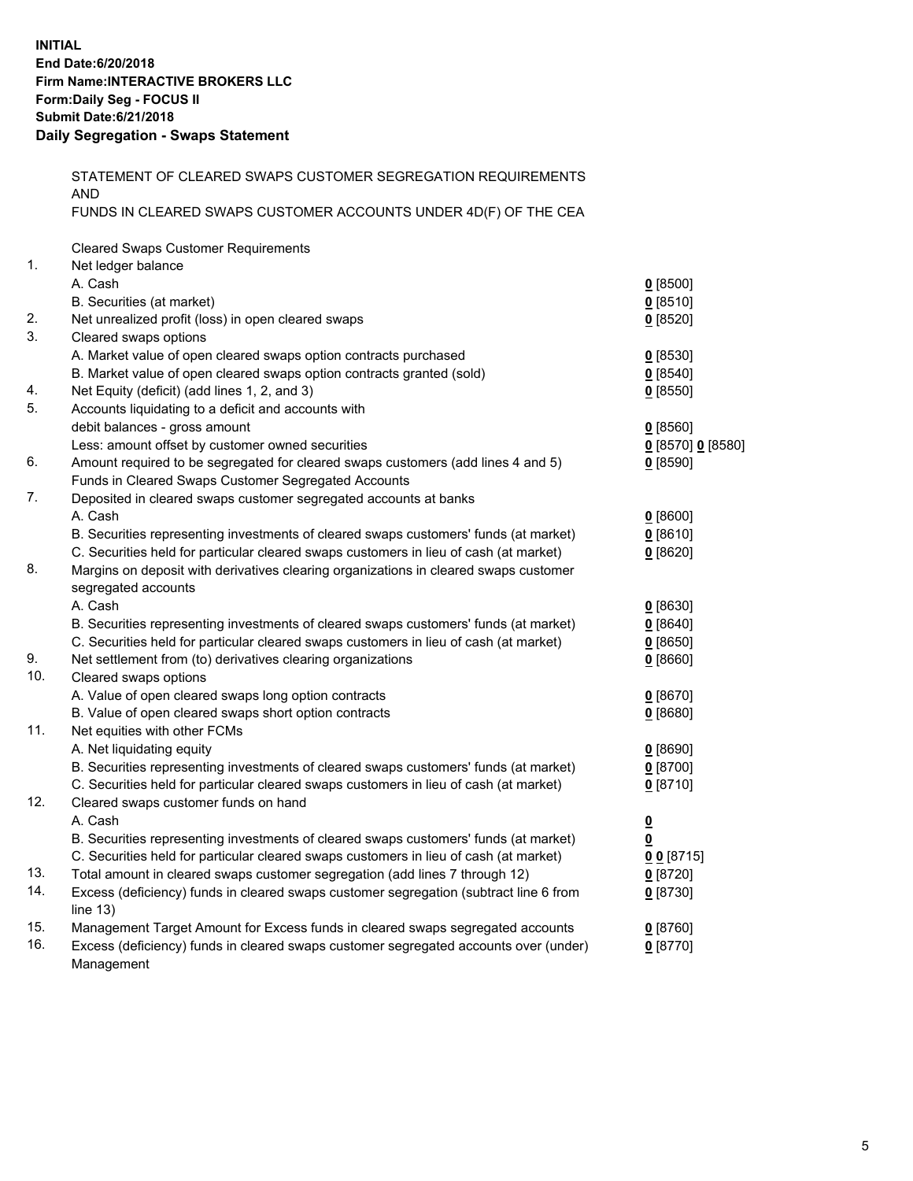**INITIAL**
**End Date:6/20/2018**
**Firm Name:INTERACTIVE BROKERS LLC**
**Form:Daily Seg - FOCUS II**
**Submit Date:6/21/2018**
**Daily Segregation - Swaps Statement**

STATEMENT OF CLEARED SWAPS CUSTOMER SEGREGATION REQUIREMENTS
AND
FUNDS IN CLEARED SWAPS CUSTOMER ACCOUNTS UNDER 4D(F) OF THE CEA

| | | |
|---|---|---|
| | Cleared Swaps Customer Requirements | |
| 1. | Net ledger balance | |
| | A. Cash | 0 [8500] |
| | B. Securities (at market) | 0 [8510] |
| 2. | Net unrealized profit (loss) in open cleared swaps | 0 [8520] |
| 3. | Cleared swaps options | |
| | A. Market value of open cleared swaps option contracts purchased | 0 [8530] |
| | B. Market value of open cleared swaps option contracts granted (sold) | 0 [8540] |
| 4. | Net Equity (deficit) (add lines 1, 2, and 3) | 0 [8550] |
| 5. | Accounts liquidating to a deficit and accounts with | |
| | debit balances - gross amount | 0 [8560] |
| | Less: amount offset by customer owned securities | 0 [8570] 0 [8580] |
| 6. | Amount required to be segregated for cleared swaps customers (add lines 4 and 5) | 0 [8590] |
| | Funds in Cleared Swaps Customer Segregated Accounts | |
| 7. | Deposited in cleared swaps customer segregated accounts at banks | |
| | A. Cash | 0 [8600] |
| | B. Securities representing investments of cleared swaps customers' funds (at market) | 0 [8610] |
| | C. Securities held for particular cleared swaps customers in lieu of cash (at market) | 0 [8620] |
| 8. | Margins on deposit with derivatives clearing organizations in cleared swaps customer segregated accounts | |
| | A. Cash | 0 [8630] |
| | B. Securities representing investments of cleared swaps customers' funds (at market) | 0 [8640] |
| | C. Securities held for particular cleared swaps customers in lieu of cash (at market) | 0 [8650] |
| 9. | Net settlement from (to) derivatives clearing organizations | 0 [8660] |
| 10. | Cleared swaps options | |
| | A. Value of open cleared swaps long option contracts | 0 [8670] |
| | B. Value of open cleared swaps short option contracts | 0 [8680] |
| 11. | Net equities with other FCMs | |
| | A. Net liquidating equity | 0 [8690] |
| | B. Securities representing investments of cleared swaps customers' funds (at market) | 0 [8700] |
| | C. Securities held for particular cleared swaps customers in lieu of cash (at market) | 0 [8710] |
| 12. | Cleared swaps customer funds on hand | |
| | A. Cash | 0 |
| | B. Securities representing investments of cleared swaps customers' funds (at market) | 0 |
| | C. Securities held for particular cleared swaps customers in lieu of cash (at market) | 0 0 [8715] |
| 13. | Total amount in cleared swaps customer segregation (add lines 7 through 12) | 0 [8720] |
| 14. | Excess (deficiency) funds in cleared swaps customer segregation (subtract line 6 from line 13) | 0 [8730] |
| 15. | Management Target Amount for Excess funds in cleared swaps segregated accounts | 0 [8760] |
| 16. | Excess (deficiency) funds in cleared swaps customer segregated accounts over (under) Management | 0 [8770] |